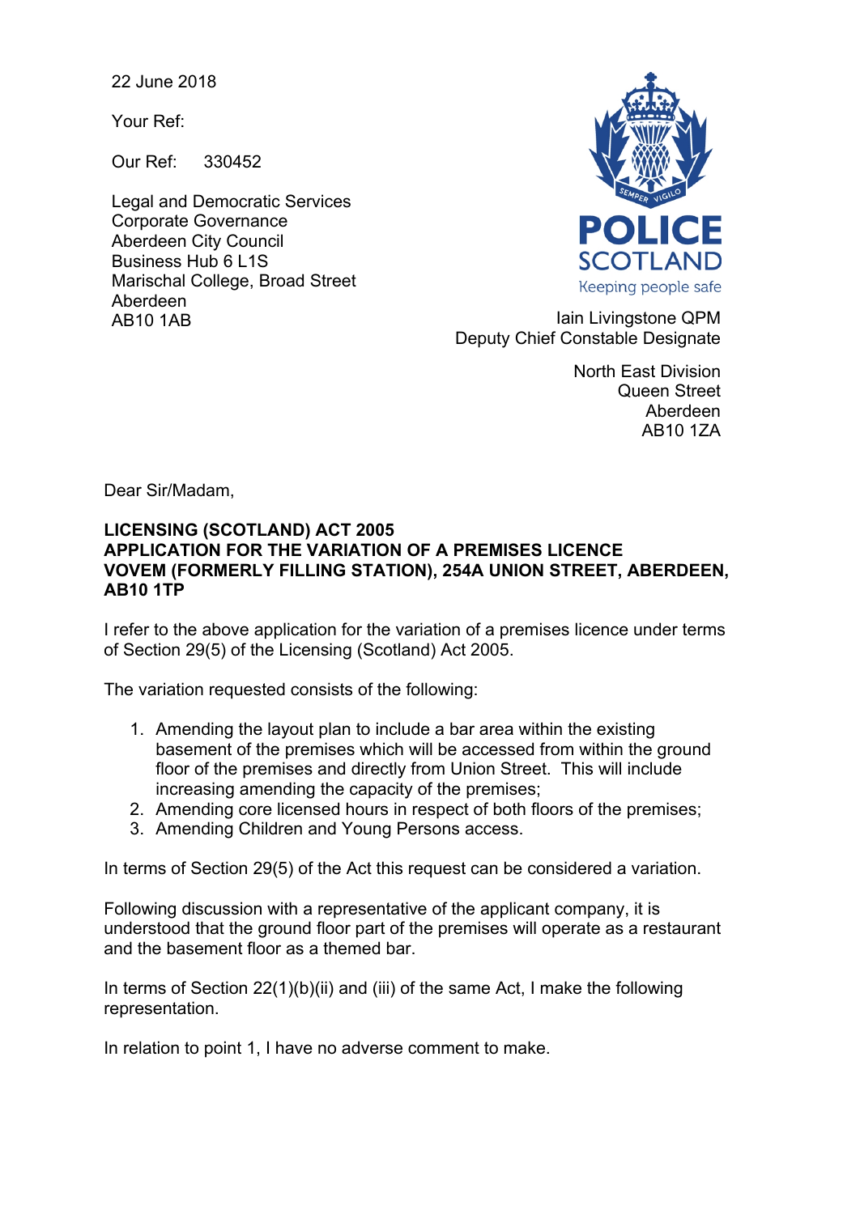22 June 2018

Your Ref:

Our Ref: 330452

Legal and Democratic Services
Corporate Governance
Aberdeen City Council
Business Hub 6 L1S
Marischal College, Broad Street
Aberdeen
AB10 1AB

POLICE SCOTLAND
Keeping people safe

Iain Livingstone QPM
Deputy Chief Constable Designate

North East Division
Queen Street
Aberdeen
AB10 1ZA

Dear Sir/Madam,

**LICENSING (SCOTLAND) ACT 2005**
**APPLICATION FOR THE VARIATION OF A PREMISES LICENCE**
**VOVEM (FORMERLY FILLING STATION), 254A UNION STREET, ABERDEEN, AB10 1TP**

I refer to the above application for the variation of a premises licence under terms of Section 29(5) of the Licensing (Scotland) Act 2005.

The variation requested consists of the following:

1. Amending the layout plan to include a bar area within the existing basement of the premises which will be accessed from within the ground floor of the premises and directly from Union Street. This will include increasing amending the capacity of the premises;
2. Amending core licensed hours in respect of both floors of the premises;
3. Amending Children and Young Persons access.

In terms of Section 29(5) of the Act this request can be considered a variation.

Following discussion with a representative of the applicant company, it is understood that the ground floor part of the premises will operate as a restaurant and the basement floor as a themed bar.

In terms of Section 22(1)(b)(ii) and (iii) of the same Act, I make the following representation.

In relation to point 1, I have no adverse comment to make.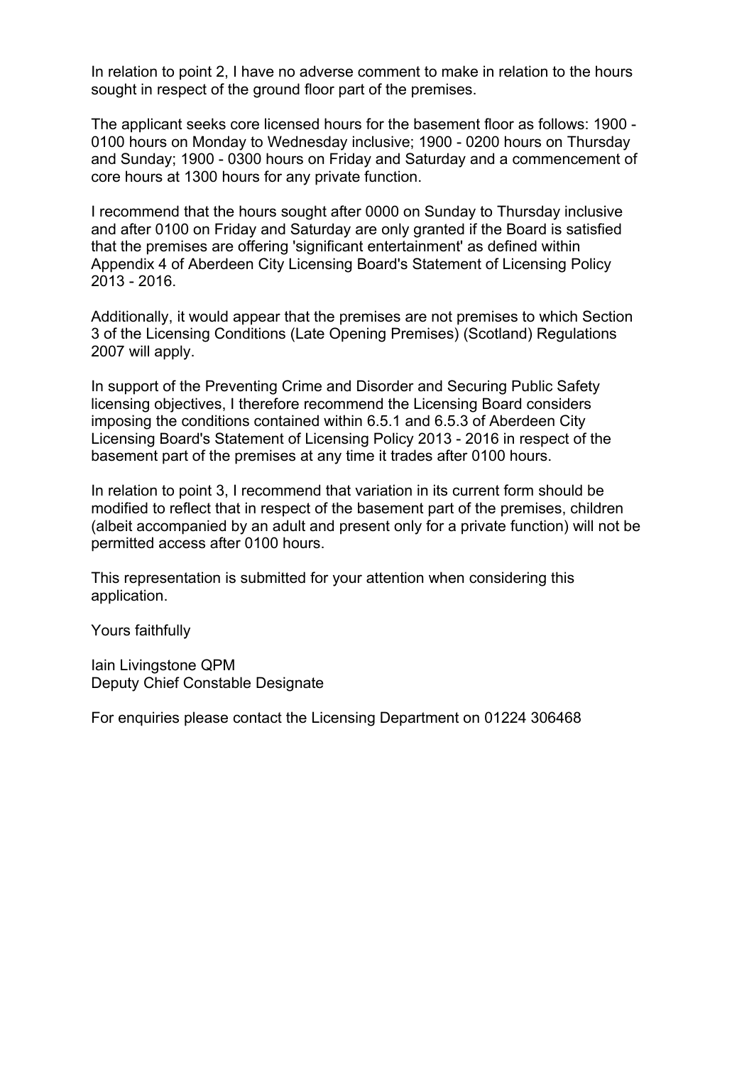In relation to point 2, I have no adverse comment to make in relation to the hours sought in respect of the ground floor part of the premises.

The applicant seeks core licensed hours for the basement floor as follows: 1900 - 0100 hours on Monday to Wednesday inclusive; 1900 - 0200 hours on Thursday and Sunday; 1900 - 0300 hours on Friday and Saturday and a commencement of core hours at 1300 hours for any private function.

I recommend that the hours sought after 0000 on Sunday to Thursday inclusive and after 0100 on Friday and Saturday are only granted if the Board is satisfied that the premises are offering 'significant entertainment' as defined within Appendix 4 of Aberdeen City Licensing Board's Statement of Licensing Policy 2013 - 2016.

Additionally, it would appear that the premises are not premises to which Section 3 of the Licensing Conditions (Late Opening Premises) (Scotland) Regulations 2007 will apply.

In support of the Preventing Crime and Disorder and Securing Public Safety licensing objectives, I therefore recommend the Licensing Board considers imposing the conditions contained within 6.5.1 and 6.5.3 of Aberdeen City Licensing Board's Statement of Licensing Policy 2013 - 2016 in respect of the basement part of the premises at any time it trades after 0100 hours.

In relation to point 3, I recommend that variation in its current form should be modified to reflect that in respect of the basement part of the premises, children (albeit accompanied by an adult and present only for a private function) will not be permitted access after 0100 hours.

This representation is submitted for your attention when considering this application.

Yours faithfully

Iain Livingstone QPM
Deputy Chief Constable Designate

For enquiries please contact the Licensing Department on 01224 306468